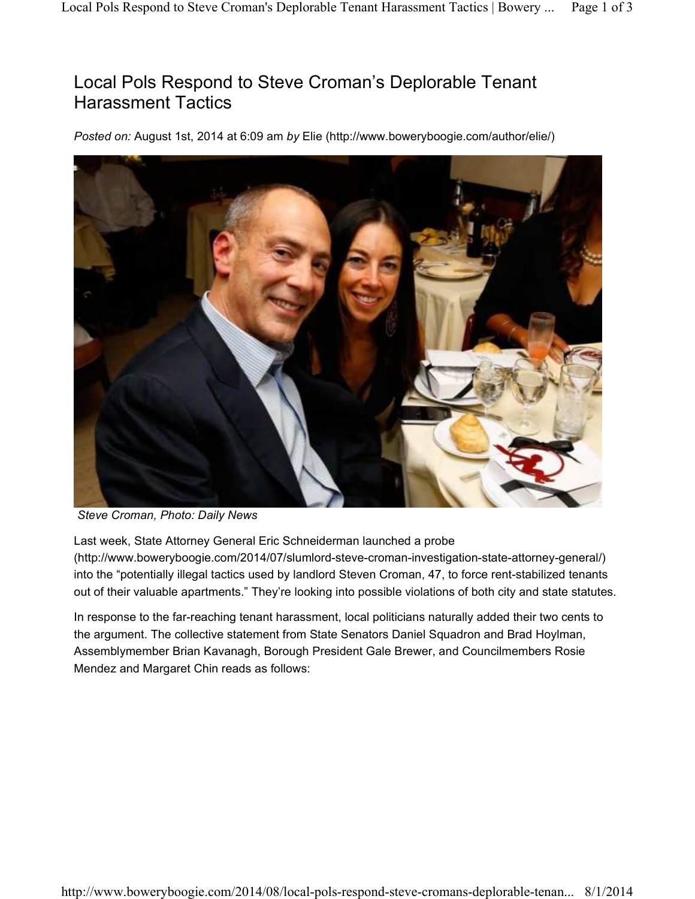# Local Pols Respond to Steve Croman's Deplorable Tenant Harassment Tactics

*Posted on:* August 1st, 2014 at 6:09 am *by* Elie (http://www.boweryboogie.com/author/elie/)

*Steve Croman, Photo: Daily News*

Last week, State Attorney General Eric Schneiderman launched a probe (http://www.boweryboogie.com/2014/07/slumlord-steve-croman-investigation-state-attorney-general/) into the "potentially illegal tactics used by landlord Steven Croman, 47, to force rent-stabilized tenants out of their valuable apartments." They're looking into possible violations of both city and state statutes.

In response to the far-reaching tenant harassment, local politicians naturally added their two cents to the argument. The collective statement from State Senators Daniel Squadron and Brad Hoylman, Assemblymember Brian Kavanagh, Borough President Gale Brewer, and Councilmembers Rosie Mendez and Margaret Chin reads as follows: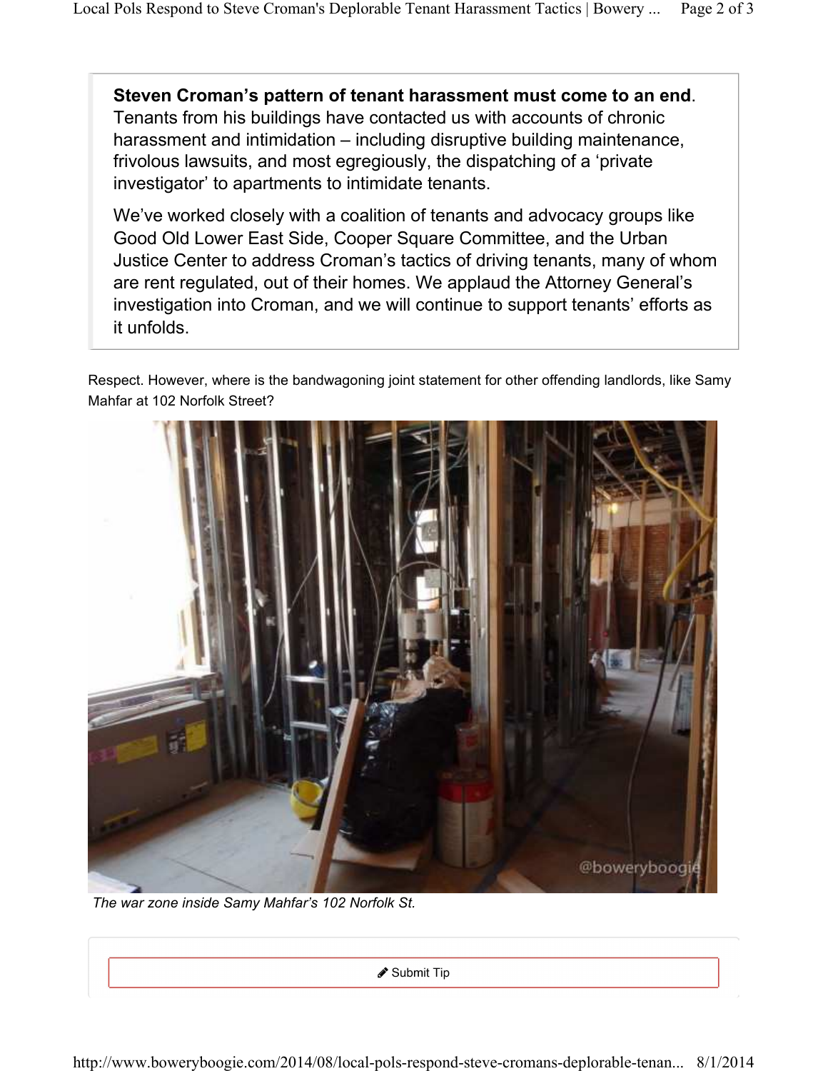> **Steven Croman's pattern of tenant harassment must come to an end**. Tenants from his buildings have contacted us with accounts of chronic harassment and intimidation – including disruptive building maintenance, frivolous lawsuits, and most egregiously, the dispatching of a 'private investigator' to apartments to intimidate tenants.
>
> We've worked closely with a coalition of tenants and advocacy groups like Good Old Lower East Side, Cooper Square Committee, and the Urban Justice Center to address Croman's tactics of driving tenants, many of whom are rent regulated, out of their homes. We applaud the Attorney General's investigation into Croman, and we will continue to support tenants' efforts as it unfolds.

Respect. However, where is the bandwagoning joint statement for other offending landlords, like Samy Mahfar at 102 Norfolk Street?

*The war zone inside Samy Mahfar's 102 Norfolk St.*

Submit Tip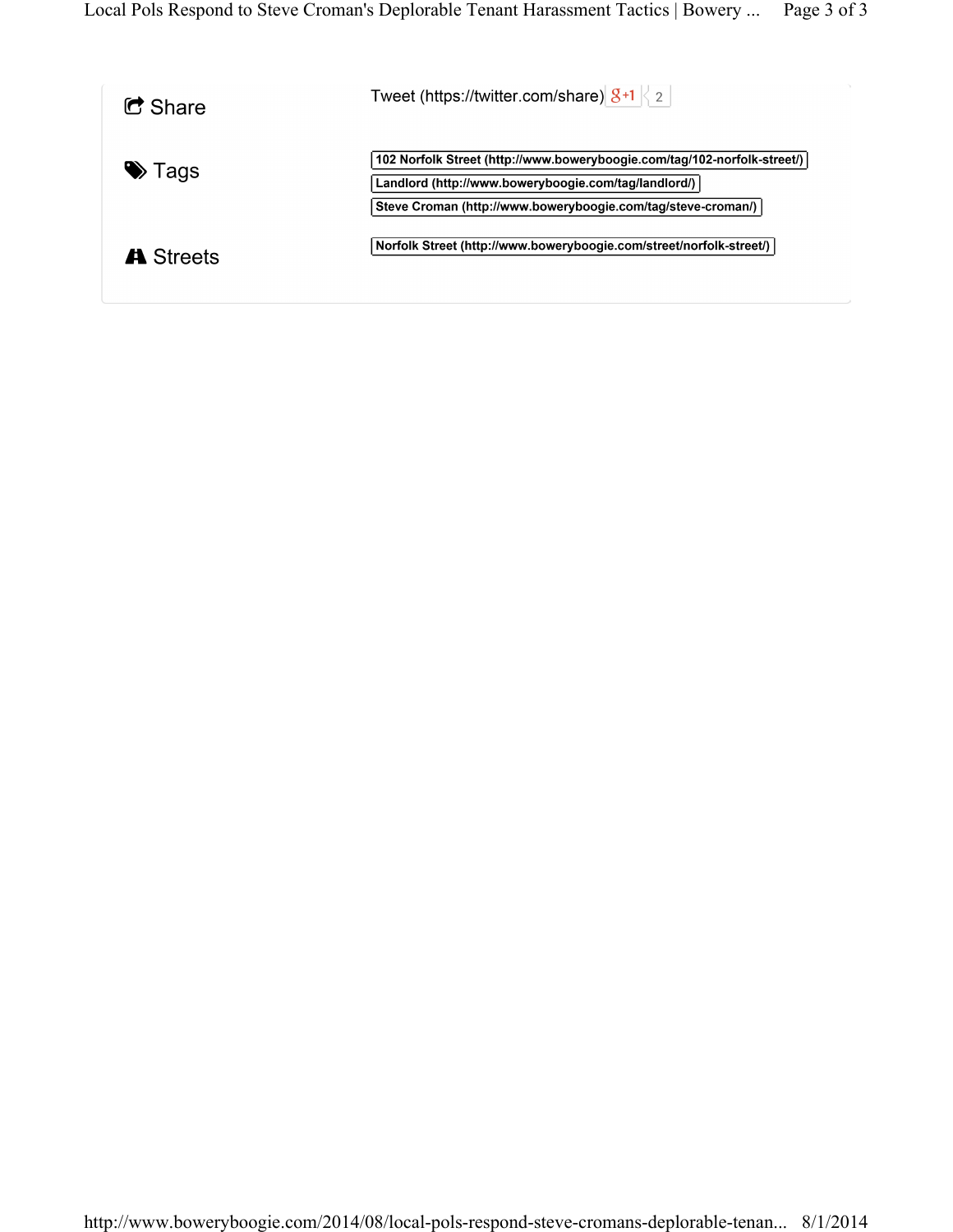Share

Tweet (https://twitter.com/share) g+1 2

Tags

102 Norfolk Street (http://www.boweryboogie.com/tag/102-norfolk-street/)

Landlord (http://www.boweryboogie.com/tag/landlord/)

Steve Croman (http://www.boweryboogie.com/tag/steve-croman/)

Streets

Norfolk Street (http://www.boweryboogie.com/street/norfolk-street/)